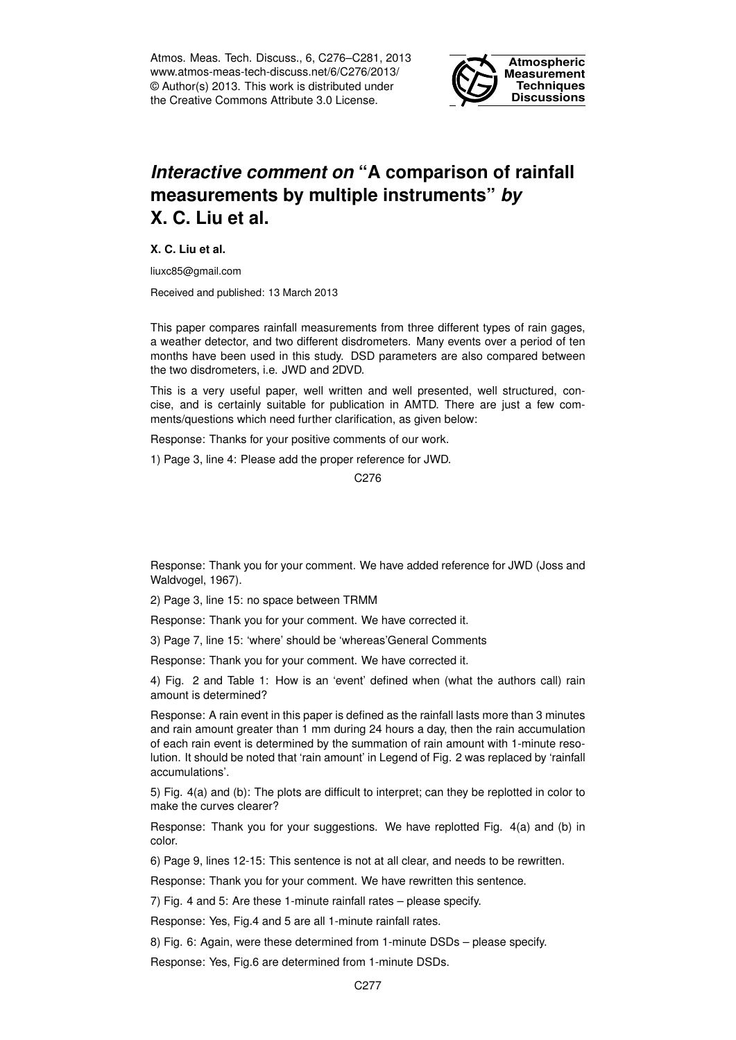# *Interactive comment on* "A comparison of rainfall measurements by multiple instruments" *by* X. C. Liu et al.

**X. C. Liu et al.**

liuxc85@gmail.com

Received and published: 13 March 2013

This paper compares rainfall measurements from three different types of rain gages, a weather detector, and two different disdrometers. Many events over a period of ten months have been used in this study. DSD parameters are also compared between the two disdrometers, i.e. JWD and 2DVD.

This is a very useful paper, well written and well presented, well structured, concise, and is certainly suitable for publication in AMTD. There are just a few comments/questions which need further clarification, as given below:

Response: Thanks for your positive comments of our work.

1) Page 3, line 4: Please add the proper reference for JWD.

Response: Thank you for your comment. We have added reference for JWD (Joss and Waldvogel, 1967).

2) Page 3, line 15: no space between TRMM

Response: Thank you for your comment. We have corrected it.

3) Page 7, line 15: 'where' should be 'whereas'General Comments

Response: Thank you for your comment. We have corrected it.

4) Fig. 2 and Table 1: How is an 'event' defined when (what the authors call) rain amount is determined?

Response: A rain event in this paper is defined as the rainfall lasts more than 3 minutes and rain amount greater than 1 mm during 24 hours a day, then the rain accumulation of each rain event is determined by the summation of rain amount with 1-minute resolution. It should be noted that 'rain amount' in Legend of Fig. 2 was replaced by 'rainfall accumulations'.

5) Fig. 4(a) and (b): The plots are difficult to interpret; can they be replotted in color to make the curves clearer?

Response: Thank you for your suggestions. We have replotted Fig. 4(a) and (b) in color.

6) Page 9, lines 12-15: This sentence is not at all clear, and needs to be rewritten.

Response: Thank you for your comment. We have rewritten this sentence.

7) Fig. 4 and 5: Are these 1-minute rainfall rates – please specify.

Response: Yes, Fig.4 and 5 are all 1-minute rainfall rates.

8) Fig. 6: Again, were these determined from 1-minute DSDs – please specify.

Response: Yes, Fig.6 are determined from 1-minute DSDs.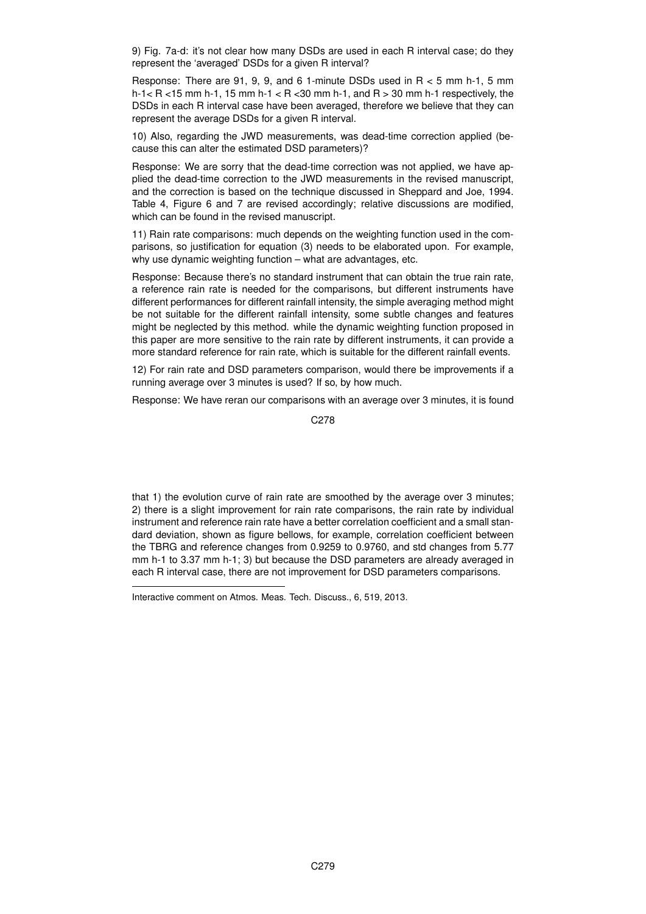9) Fig. 7a-d: it's not clear how many DSDs are used in each R interval case; do they represent the 'averaged' DSDs for a given R interval?

Response: There are 91, 9, 9, and 6 1-minute DSDs used in $R < 5$ mm h-1, 5 mm h-1$< R <$15 mm h-1, 15 mm h-1 $< R <$30 mm h-1, and $R > 30$ mm h-1 respectively, the DSDs in each R interval case have been averaged, therefore we believe that they can represent the average DSDs for a given R interval.

10) Also, regarding the JWD measurements, was dead-time correction applied (because this can alter the estimated DSD parameters)?

Response: We are sorry that the dead-time correction was not applied, we have applied the dead-time correction to the JWD measurements in the revised manuscript, and the correction is based on the technique discussed in Sheppard and Joe, 1994. Table 4, Figure 6 and 7 are revised accordingly; relative discussions are modified, which can be found in the revised manuscript.

11) Rain rate comparisons: much depends on the weighting function used in the comparisons, so justification for equation (3) needs to be elaborated upon. For example, why use dynamic weighting function – what are advantages, etc.

Response: Because there's no standard instrument that can obtain the true rain rate, a reference rain rate is needed for the comparisons, but different instruments have different performances for different rainfall intensity, the simple averaging method might be not suitable for the different rainfall intensity, some subtle changes and features might be neglected by this method. while the dynamic weighting function proposed in this paper are more sensitive to the rain rate by different instruments, it can provide a more standard reference for rain rate, which is suitable for the different rainfall events.

12) For rain rate and DSD parameters comparison, would there be improvements if a running average over 3 minutes is used? If so, by how much.

Response: We have reran our comparisons with an average over 3 minutes, it is found that 1) the evolution curve of rain rate are smoothed by the average over 3 minutes; 2) there is a slight improvement for rain rate comparisons, the rain rate by individual instrument and reference rain rate have a better correlation coefficient and a small standard deviation, shown as figure bellows, for example, correlation coefficient between the TBRG and reference changes from 0.9259 to 0.9760, and std changes from 5.77 mm h-1 to 3.37 mm h-1; 3) but because the DSD parameters are already averaged in each R interval case, there are not improvement for DSD parameters comparisons.

Interactive comment on Atmos. Meas. Tech. Discuss., 6, 519, 2013.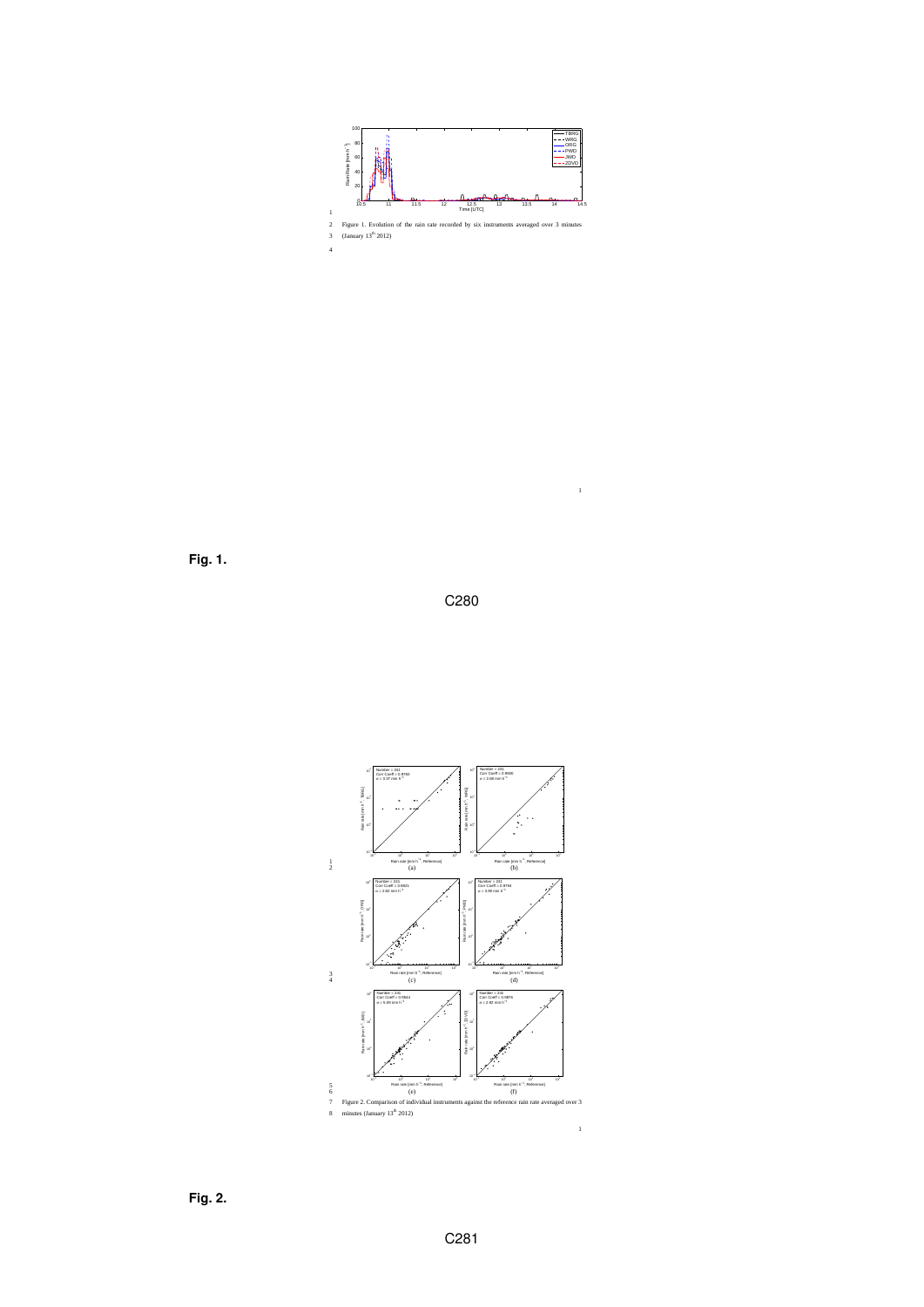100
80
60
40
20
0
10.5 11 11.5 12 12.5 13 13.5 14 14.5
Time [UTC]
Rain Rate [mm h$^{-1}$]
TBRG
WRG
ORG
PWD
JWD
2DVD

Figure 1. Evolution of the rain rate recorded by six instruments averaged over 3 minutes (January 13[th] 2012)

**Fig. 1.**

Number = 241
Corr Coeff = 0.9760
σ = 3.37 mm h$^{-1}$

Number = 241
Corr Coeff = 0.9890
σ = 2.68 mm h$^{-1}$

Rain rate [mm h$^{-1}$, TBRG]
Rain rate [mm h$^{-1}$, WRG]
Rain rate [mm h$^{-1}$, Reference]
(a)
(b)

Number = 241
Corr Coeff = 0.9821
σ = 2.82 mm h$^{-1}$

Number = 241
Corr Coeff = 0.9794
σ = 3.08 mm h$^{-1}$

Rain rate [mm h$^{-1}$, ORG]
Rain rate [mm h$^{-1}$, PWD]
Rain rate [mm h$^{-1}$, Reference]
(c)
(d)

Number = 241
Corr Coeff = 0.9644
σ = 5.09 mm h$^{-1}$

Number = 241
Corr Coeff = 0.9876
σ = 2.92 mm h$^{-1}$

Rain rate [mm h$^{-1}$, JWD]
Rain rate [mm h$^{-1}$, 2DVD]
Rain rate [mm h$^{-1}$, Reference]
(e)
(f)

Figure 2. Comparison of individual instruments against the reference rain rate averaged over 3 minutes (January 13[th] 2012)

**Fig. 2.**